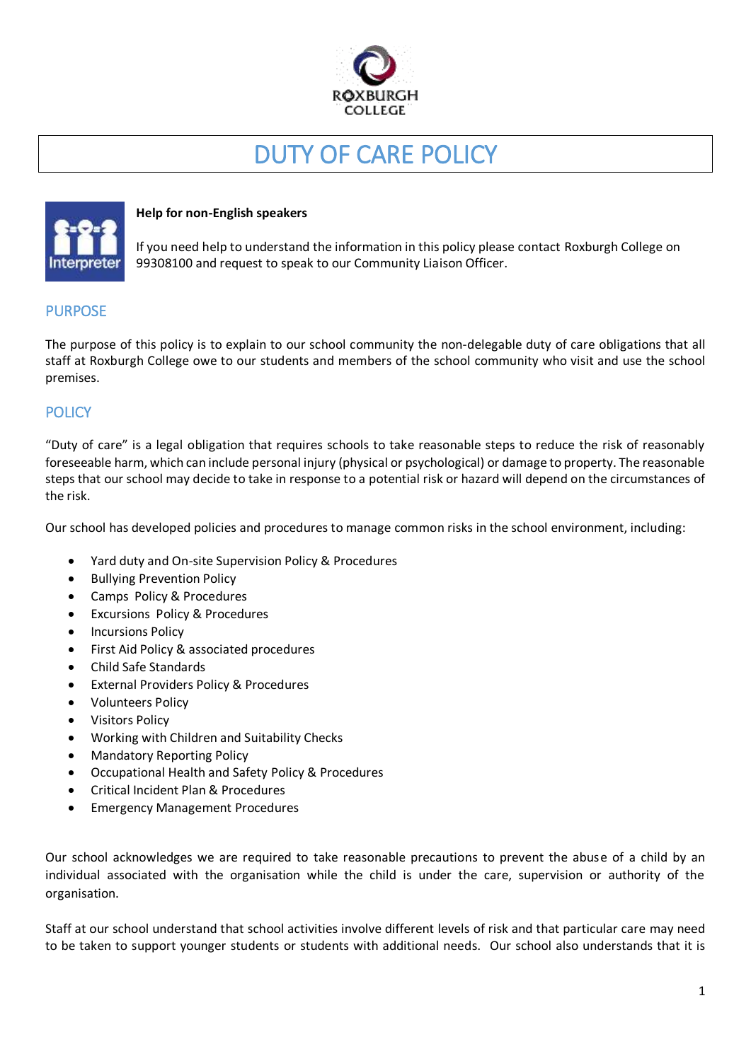ROXBURGH COLLEGE

# DUTY OF CARE POLICY

**Help for non-English speakers**

If you need help to understand the information in this policy please contact Roxburgh College on 99308100 and request to speak to our Community Liaison Officer.

## PURPOSE

The purpose of this policy is to explain to our school community the non-delegable duty of care obligations that all staff at Roxburgh College owe to our students and members of the school community who visit and use the school premises.

## POLICY

"Duty of care" is a legal obligation that requires schools to take reasonable steps to reduce the risk of reasonably foreseeable harm, which can include personal injury (physical or psychological) or damage to property. The reasonable steps that our school may decide to take in response to a potential risk or hazard will depend on the circumstances of the risk.

Our school has developed policies and procedures to manage common risks in the school environment, including:

- Yard duty and On-site Supervision Policy & Procedures
- Bullying Prevention Policy
- Camps Policy & Procedures
- Excursions Policy & Procedures
- Incursions Policy
- First Aid Policy & associated procedures
- Child Safe Standards
- External Providers Policy & Procedures
- Volunteers Policy
- Visitors Policy
- Working with Children and Suitability Checks
- Mandatory Reporting Policy
- Occupational Health and Safety Policy & Procedures
- Critical Incident Plan & Procedures
- Emergency Management Procedures

Our school acknowledges we are required to take reasonable precautions to prevent the abuse of a child by an individual associated with the organisation while the child is under the care, supervision or authority of the organisation.

Staff at our school understand that school activities involve different levels of risk and that particular care may need to be taken to support younger students or students with additional needs. Our school also understands that it is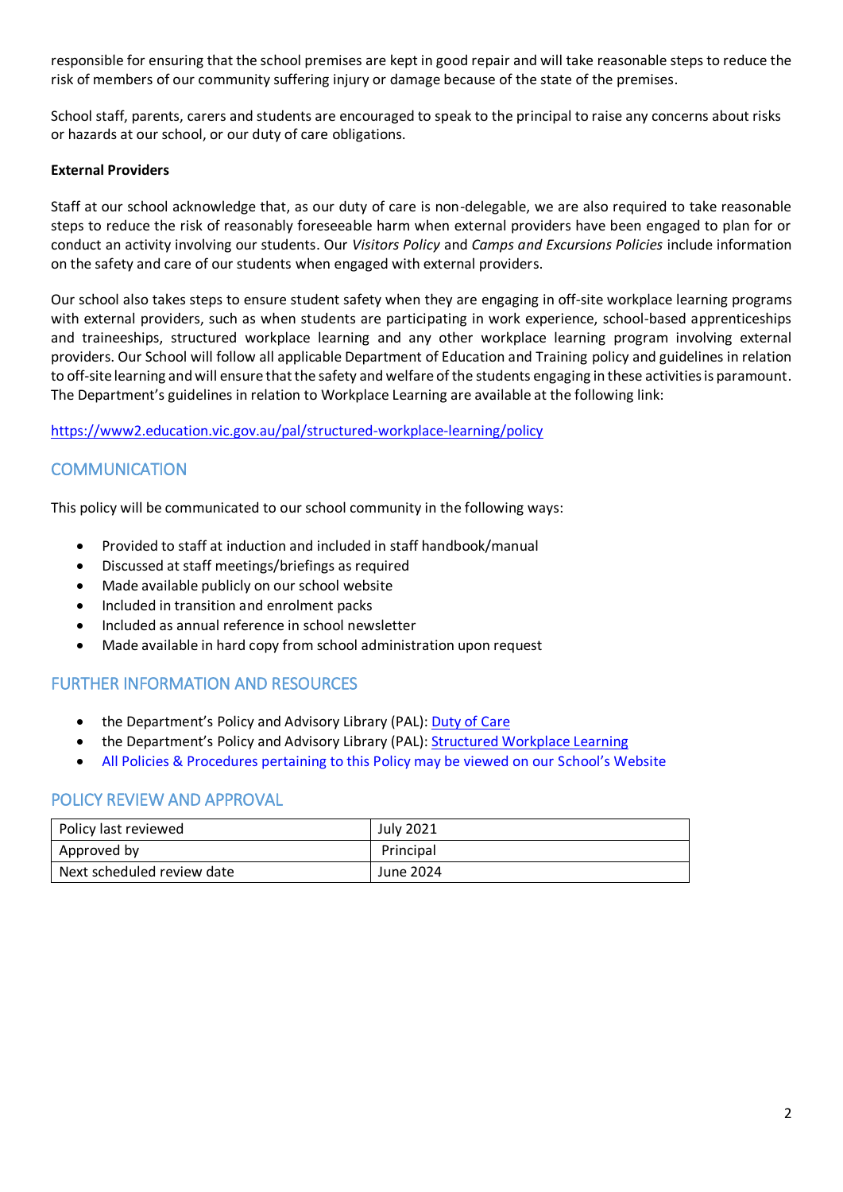responsible for ensuring that the school premises are kept in good repair and will take reasonable steps to reduce the risk of members of our community suffering injury or damage because of the state of the premises.

School staff, parents, carers and students are encouraged to speak to the principal to raise any concerns about risks or hazards at our school, or our duty of care obligations.

**External Providers**

Staff at our school acknowledge that, as our duty of care is non-delegable, we are also required to take reasonable steps to reduce the risk of reasonably foreseeable harm when external providers have been engaged to plan for or conduct an activity involving our students. Our *Visitors Policy* and *Camps and Excursions Policies* include information on the safety and care of our students when engaged with external providers.

Our school also takes steps to ensure student safety when they are engaging in off-site workplace learning programs with external providers, such as when students are participating in work experience, school-based apprenticeships and traineeships, structured workplace learning and any other workplace learning program involving external providers. Our School will follow all applicable Department of Education and Training policy and guidelines in relation to off-site learning and will ensure that the safety and welfare of the students engaging in these activities is paramount. The Department's guidelines in relation to Workplace Learning are available at the following link:

https://www2.education.vic.gov.au/pal/structured-workplace-learning/policy

## COMMUNICATION

This policy will be communicated to our school community in the following ways:

- Provided to staff at induction and included in staff handbook/manual
- Discussed at staff meetings/briefings as required
- Made available publicly on our school website
- Included in transition and enrolment packs
- Included as annual reference in school newsletter
- Made available in hard copy from school administration upon request

## FURTHER INFORMATION AND RESOURCES

- the Department's Policy and Advisory Library (PAL): Duty of Care
- the Department's Policy and Advisory Library (PAL): Structured Workplace Learning
- All Policies & Procedures pertaining to this Policy may be viewed on our School's Website

## POLICY REVIEW AND APPROVAL

| | |
|---|---|
| Policy last reviewed | July 2021 |
| Approved by | Principal |
| Next scheduled review date | June 2024 |